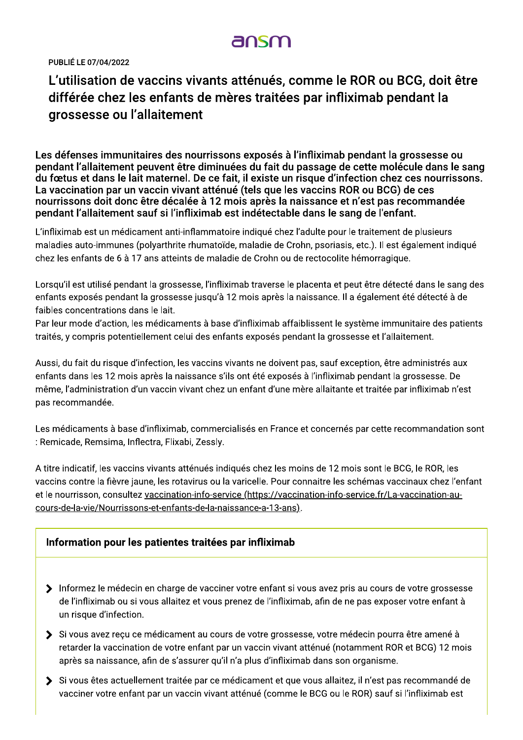ansm

PUBLIÉ LE 07/04/2022

# L'utilisation de vaccins vivants atténués, comme le ROR ou BCG, doit être différée chez les enfants de mères traitées par infliximab pendant la grossesse ou l'allaitement

**Les défenses immunitaires des nourrissons exposés à l'infliximab pendant la grossesse ou pendant l'allaitement peuvent être diminuées du fait du passage de cette molécule dans le sang du fœtus et dans le lait maternel. De ce fait, il existe un risque d'infection chez ces nourrissons. La vaccination par un vaccin vivant atténué (tels que les vaccins ROR ou BCG) de ces nourrissons doit donc être décalée à 12 mois après la naissance et n'est pas recommandée pendant l'allaitement sauf si l'infliximab est indétectable dans le sang de l'enfant.**

L'infliximab est un médicament anti-inflammatoire indiqué chez l'adulte pour le traitement de plusieurs maladies auto-immunes (polyarthrite rhumatoïde, maladie de Crohn, psoriasis, etc.). Il est également indiqué chez les enfants de 6 à 17 ans atteints de maladie de Crohn ou de rectocolite hémorragique.

Lorsqu'il est utilisé pendant la grossesse, l'infliximab traverse le placenta et peut être détecté dans le sang des enfants exposés pendant la grossesse jusqu'à 12 mois après la naissance. Il a également été détecté à de faibles concentrations dans le lait.
Par leur mode d'action, les médicaments à base d'infliximab affaiblissent le système immunitaire des patients traités, y compris potentiellement celui des enfants exposés pendant la grossesse et l'allaitement.

Aussi, du fait du risque d'infection, les vaccins vivants ne doivent pas, sauf exception, être administrés aux enfants dans les 12 mois après la naissance s'ils ont été exposés à l'infliximab pendant la grossesse. De même, l'administration d'un vaccin vivant chez un enfant d'une mère allaitante et traitée par infliximab n'est pas recommandée.

Les médicaments à base d'infliximab, commercialisés en France et concernés par cette recommandation sont : Remicade, Remsima, Inflectra, Flixabi, Zessly.

A titre indicatif, les vaccins vivants atténués indiqués chez les moins de 12 mois sont le BCG, le ROR, les vaccins contre la fièvre jaune, les rotavirus ou la varicelle. Pour connaitre les schémas vaccinaux chez l'enfant et le nourrisson, consultez vaccination-info-service (https://vaccination-info-service.fr/La-vaccination-au-cours-de-la-vie/Nourrissons-et-enfants-de-la-naissance-a-13-ans).

## Information pour les patientes traitées par infliximab

- Informez le médecin en charge de vacciner votre enfant si vous avez pris au cours de votre grossesse de l'infliximab ou si vous allaitez et vous prenez de l'infliximab, afin de ne pas exposer votre enfant à un risque d'infection.
- Si vous avez reçu ce médicament au cours de votre grossesse, votre médecin pourra être amené à retarder la vaccination de votre enfant par un vaccin vivant atténué (notamment ROR et BCG) 12 mois après sa naissance, afin de s'assurer qu'il n'a plus d'infliximab dans son organisme.
- Si vous êtes actuellement traitée par ce médicament et que vous allaitez, il n'est pas recommandé de vacciner votre enfant par un vaccin vivant atténué (comme le BCG ou le ROR) sauf si l'infliximab est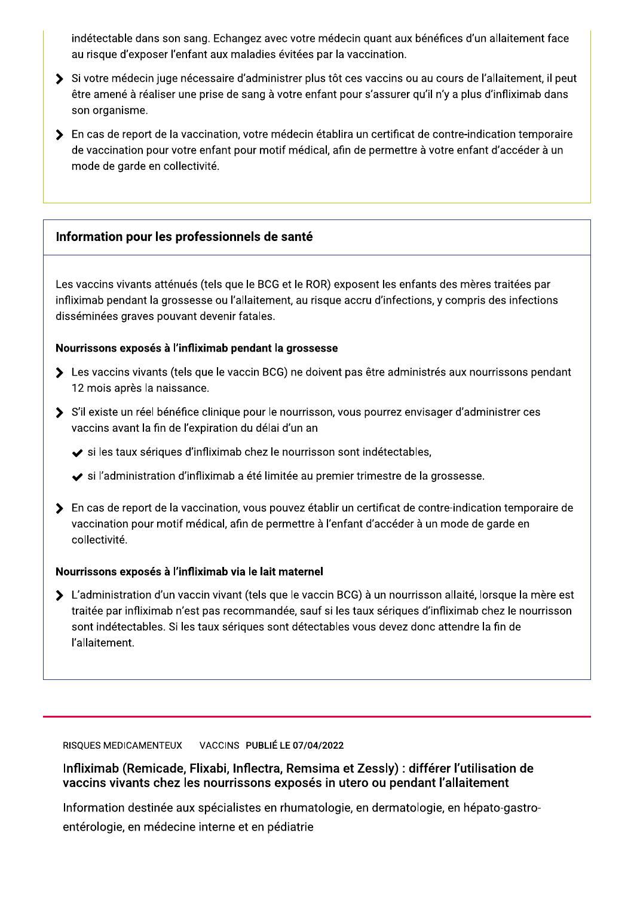indétectable dans son sang. Echangez avec votre médecin quant aux bénéfices d'un allaitement face au risque d'exposer l'enfant aux maladies évitées par la vaccination.

- Si votre médecin juge nécessaire d'administrer plus tôt ces vaccins ou au cours de l'allaitement, il peut être amené à réaliser une prise de sang à votre enfant pour s'assurer qu'il n'y a plus d'infliximab dans son organisme.
- En cas de report de la vaccination, votre médecin établira un certificat de contre-indication temporaire de vaccination pour votre enfant pour motif médical, afin de permettre à votre enfant d'accéder à un mode de garde en collectivité.

## Information pour les professionnels de santé

Les vaccins vivants atténués (tels que le BCG et le ROR) exposent les enfants des mères traitées par infliximab pendant la grossesse ou l'allaitement, au risque accru d'infections, y compris des infections disséminées graves pouvant devenir fatales.

**Nourrissons exposés à l'infliximab pendant la grossesse**

- Les vaccins vivants (tels que le vaccin BCG) ne doivent pas être administrés aux nourrissons pendant 12 mois après la naissance.
- S'il existe un réel bénéfice clinique pour le nourrisson, vous pourrez envisager d'administrer ces vaccins avant la fin de l'expiration du délai d'un an
  - ✔ si les taux sériques d'infliximab chez le nourrisson sont indétectables,
  - ✔ si l'administration d'infliximab a été limitée au premier trimestre de la grossesse.
- En cas de report de la vaccination, vous pouvez établir un certificat de contre-indication temporaire de vaccination pour motif médical, afin de permettre à l'enfant d'accéder à un mode de garde en collectivité.

**Nourrissons exposés à l'infliximab via le lait maternel**

- L'administration d'un vaccin vivant (tels que le vaccin BCG) à un nourrisson allaité, lorsque la mère est traitée par infliximab n'est pas recommandée, sauf si les taux sériques d'infliximab chez le nourrisson sont indétectables. Si les taux sériques sont détectables vous devez donc attendre la fin de l'allaitement.

---

RISQUES MEDICAMENTEUX VACCINS **PUBLIÉ LE 07/04/2022**

## Infliximab (Remicade, Flixabi, Inflectra, Remsima et Zessly) : différer l'utilisation de vaccins vivants chez les nourrissons exposés in utero ou pendant l'allaitement

Information destinée aux spécialistes en rhumatologie, en dermatologie, en hépato-gastro-entérologie, en médecine interne et en pédiatrie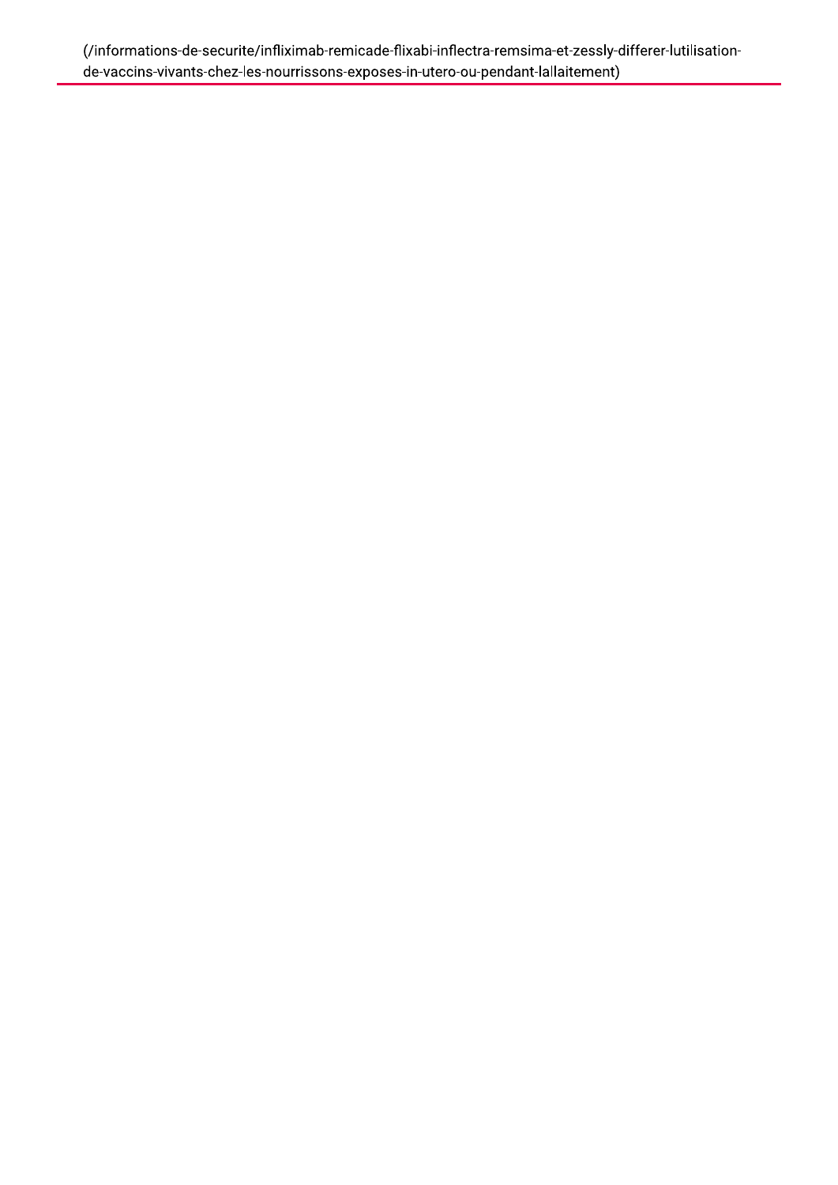(/informations-de-securite/infliximab-remicade-flixabi-inflectra-remsima-et-zessly-differer-lutilisation-de-vaccins-vivants-chez-les-nourrissons-exposes-in-utero-ou-pendant-lallaitement)